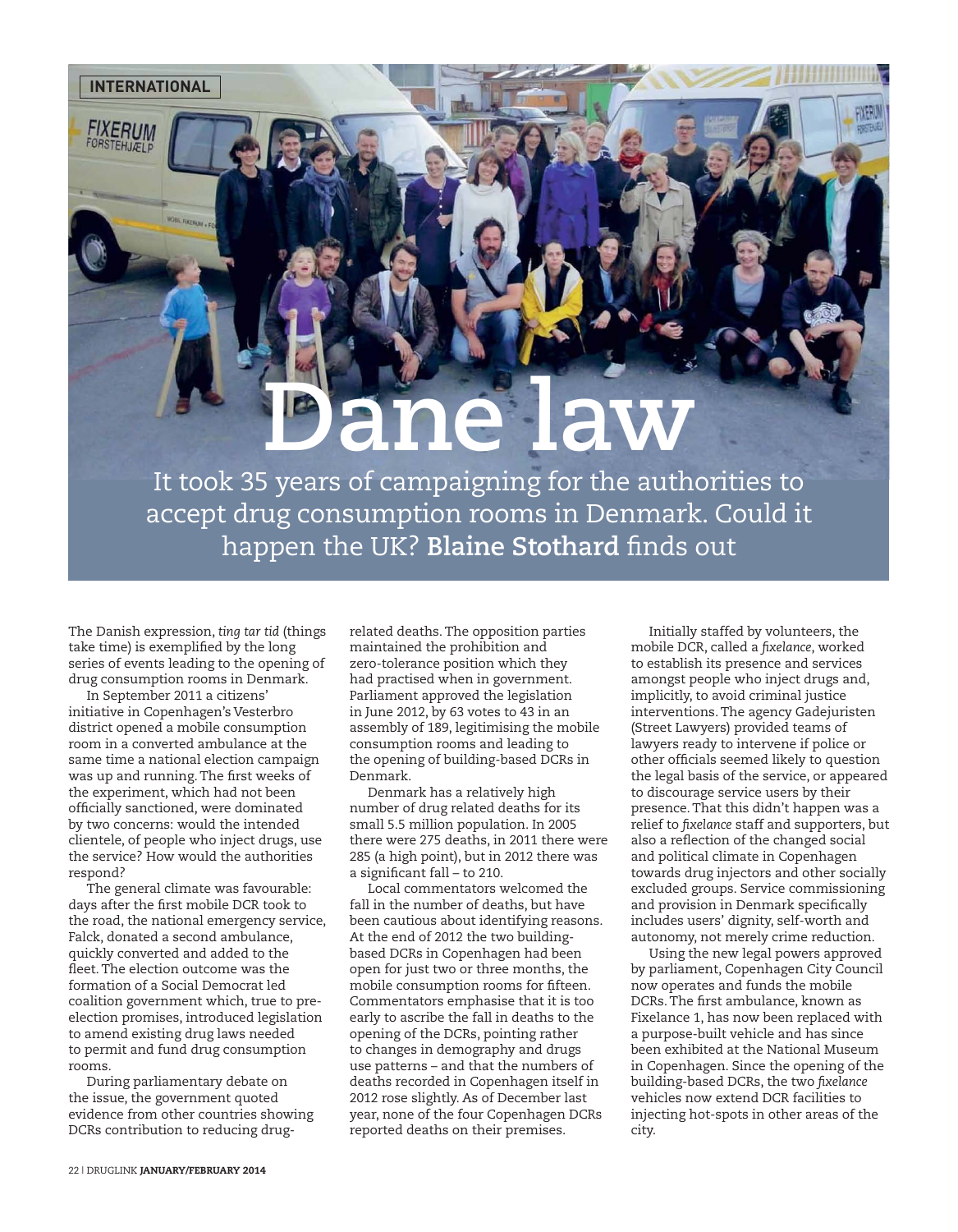INTERNATIONAL

# Dane law

It took 35 years of campaigning for the authorities to accept drug consumption rooms in Denmark. Could it happen the UK? **Blaine Stothard** finds out

The Danish expression, *ting tar tid* (things take time) is exemplified by the long series of events leading to the opening of drug consumption rooms in Denmark.

In September 2011 a citizens' initiative in Copenhagen's Vesterbro district opened a mobile consumption room in a converted ambulance at the same time a national election campaign was up and running. The first weeks of the experiment, which had not been officially sanctioned, were dominated by two concerns: would the intended clientele, of people who inject drugs, use the service? How would the authorities respond?

The general climate was favourable: days after the first mobile DCR took to the road, the national emergency service, Falck, donated a second ambulance, quickly converted and added to the fleet. The election outcome was the formation of a Social Democrat led coalition government which, true to pre-election promises, introduced legislation to amend existing drug laws needed to permit and fund drug consumption rooms.

During parliamentary debate on the issue, the government quoted evidence from other countries showing DCRs contribution to reducing drug-related deaths. The opposition parties maintained the prohibition and zero-tolerance position which they had practised when in government. Parliament approved the legislation in June 2012, by 63 votes to 43 in an assembly of 189, legitimising the mobile consumption rooms and leading to the opening of building-based DCRs in Denmark.

Denmark has a relatively high number of drug related deaths for its small 5.5 million population. In 2005 there were 275 deaths, in 2011 there were 285 (a high point), but in 2012 there was a significant fall – to 210.

Local commentators welcomed the fall in the number of deaths, but have been cautious about identifying reasons. At the end of 2012 the two building-based DCRs in Copenhagen had been open for just two or three months, the mobile consumption rooms for fifteen. Commentators emphasise that it is too early to ascribe the fall in deaths to the opening of the DCRs, pointing rather to changes in demography and drugs use patterns – and that the numbers of deaths recorded in Copenhagen itself in 2012 rose slightly. As of December last year, none of the four Copenhagen DCRs reported deaths on their premises.

Initially staffed by volunteers, the mobile DCR, called a *fixelance*, worked to establish its presence and services amongst people who inject drugs and, implicitly, to avoid criminal justice interventions. The agency Gadejuristen (Street Lawyers) provided teams of lawyers ready to intervene if police or other officials seemed likely to question the legal basis of the service, or appeared to discourage service users by their presence. That this didn't happen was a relief to *fixelance* staff and supporters, but also a reflection of the changed social and political climate in Copenhagen towards drug injectors and other socially excluded groups. Service commissioning and provision in Denmark specifically includes users' dignity, self-worth and autonomy, not merely crime reduction.

Using the new legal powers approved by parliament, Copenhagen City Council now operates and funds the mobile DCRs. The first ambulance, known as Fixelance 1, has now been replaced with a purpose-built vehicle and has since been exhibited at the National Museum in Copenhagen. Since the opening of the building-based DCRs, the two *fixelance* vehicles now extend DCR facilities to injecting hot-spots in other areas of the city.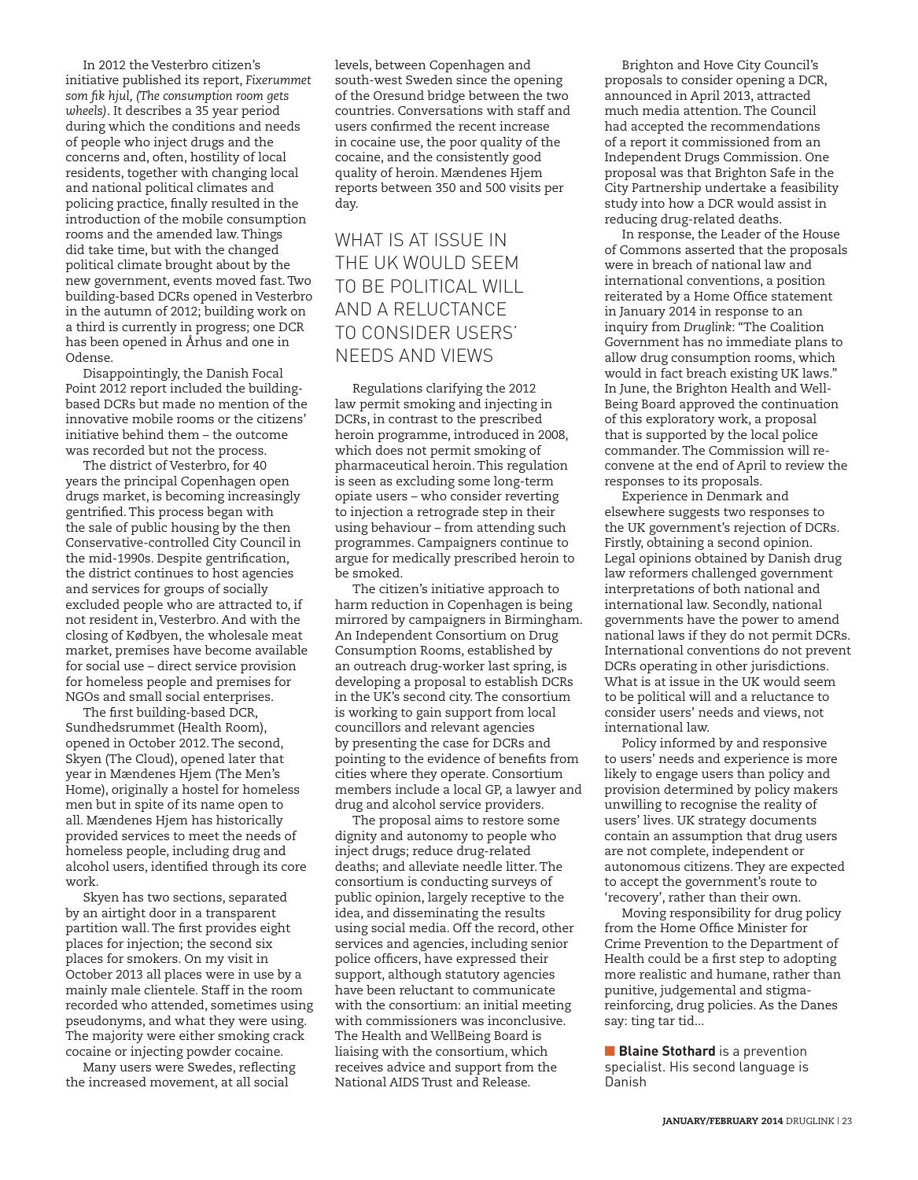In 2012 the Vesterbro citizen's initiative published its report, *Fixerummet som fik hjul, (The consumption room gets wheels)*. It describes a 35 year period during which the conditions and needs of people who inject drugs and the concerns and, often, hostility of local residents, together with changing local and national political climates and policing practice, finally resulted in the introduction of the mobile consumption rooms and the amended law. Things did take time, but with the changed political climate brought about by the new government, events moved fast. Two building-based DCRs opened in Vesterbro in the autumn of 2012; building work on a third is currently in progress; one DCR has been opened in Århus and one in Odense.

Disappointingly, the Danish Focal Point 2012 report included the building-based DCRs but made no mention of the innovative mobile rooms or the citizens' initiative behind them – the outcome was recorded but not the process.

The district of Vesterbro, for 40 years the principal Copenhagen open drugs market, is becoming increasingly gentrified. This process began with the sale of public housing by the then Conservative-controlled City Council in the mid-1990s. Despite gentrification, the district continues to host agencies and services for groups of socially excluded people who are attracted to, if not resident in, Vesterbro. And with the closing of Kødbyen, the wholesale meat market, premises have become available for social use – direct service provision for homeless people and premises for NGOs and small social enterprises.

The first building-based DCR, Sundhedsrummet (Health Room), opened in October 2012. The second, Skyen (The Cloud), opened later that year in Mændenes Hjem (The Men's Home), originally a hostel for homeless men but in spite of its name open to all. Mændenes Hjem has historically provided services to meet the needs of homeless people, including drug and alcohol users, identified through its core work.

Skyen has two sections, separated by an airtight door in a transparent partition wall. The first provides eight places for injection; the second six places for smokers. On my visit in October 2013 all places were in use by a mainly male clientele. Staff in the room recorded who attended, sometimes using pseudonyms, and what they were using. The majority were either smoking crack cocaine or injecting powder cocaine.

Many users were Swedes, reflecting the increased movement, at all social levels, between Copenhagen and south-west Sweden since the opening of the Oresund bridge between the two countries. Conversations with staff and users confirmed the recent increase in cocaine use, the poor quality of the cocaine, and the consistently good quality of heroin. Mændenes Hjem reports between 350 and 500 visits per day.

## WHAT IS AT ISSUE IN THE UK WOULD SEEM TO BE POLITICAL WILL AND A RELUCTANCE TO CONSIDER USERS' NEEDS AND VIEWS

Regulations clarifying the 2012 law permit smoking and injecting in DCRs, in contrast to the prescribed heroin programme, introduced in 2008, which does not permit smoking of pharmaceutical heroin. This regulation is seen as excluding some long-term opiate users – who consider reverting to injection a retrograde step in their using behaviour – from attending such programmes. Campaigners continue to argue for medically prescribed heroin to be smoked.

The citizen's initiative approach to harm reduction in Copenhagen is being mirrored by campaigners in Birmingham. An Independent Consortium on Drug Consumption Rooms, established by an outreach drug-worker last spring, is developing a proposal to establish DCRs in the UK's second city. The consortium is working to gain support from local councillors and relevant agencies by presenting the case for DCRs and pointing to the evidence of benefits from cities where they operate. Consortium members include a local GP, a lawyer and drug and alcohol service providers.

The proposal aims to restore some dignity and autonomy to people who inject drugs; reduce drug-related deaths; and alleviate needle litter. The consortium is conducting surveys of public opinion, largely receptive to the idea, and disseminating the results using social media. Off the record, other services and agencies, including senior police officers, have expressed their support, although statutory agencies have been reluctant to communicate with the consortium: an initial meeting with commissioners was inconclusive. The Health and WellBeing Board is liaising with the consortium, which receives advice and support from the National AIDS Trust and Release.

Brighton and Hove City Council's proposals to consider opening a DCR, announced in April 2013, attracted much media attention. The Council had accepted the recommendations of a report it commissioned from an Independent Drugs Commission. One proposal was that Brighton Safe in the City Partnership undertake a feasibility study into how a DCR would assist in reducing drug-related deaths.

In response, the Leader of the House of Commons asserted that the proposals were in breach of national law and international conventions, a position reiterated by a Home Office statement in January 2014 in response to an inquiry from *Druglink*: "The Coalition Government has no immediate plans to allow drug consumption rooms, which would in fact breach existing UK laws." In June, the Brighton Health and Well-Being Board approved the continuation of this exploratory work, a proposal that is supported by the local police commander. The Commission will re-convene at the end of April to review the responses to its proposals.

Experience in Denmark and elsewhere suggests two responses to the UK government's rejection of DCRs. Firstly, obtaining a second opinion. Legal opinions obtained by Danish drug law reformers challenged government interpretations of both national and international law. Secondly, national governments have the power to amend national laws if they do not permit DCRs. International conventions do not prevent DCRs operating in other jurisdictions. What is at issue in the UK would seem to be political will and a reluctance to consider users' needs and views, not international law.

Policy informed by and responsive to users' needs and experience is more likely to engage users than policy and provision determined by policy makers unwilling to recognise the reality of users' lives. UK strategy documents contain an assumption that drug users are not complete, independent or autonomous citizens. They are expected to accept the government's route to 'recovery', rather than their own.

Moving responsibility for drug policy from the Home Office Minister for Crime Prevention to the Department of Health could be a first step to adopting more realistic and humane, rather than punitive, judgemental and stigma-reinforcing, drug policies. As the Danes say: ting tar tid...

■ **Blaine Stothard** is a prevention specialist. His second language is Danish